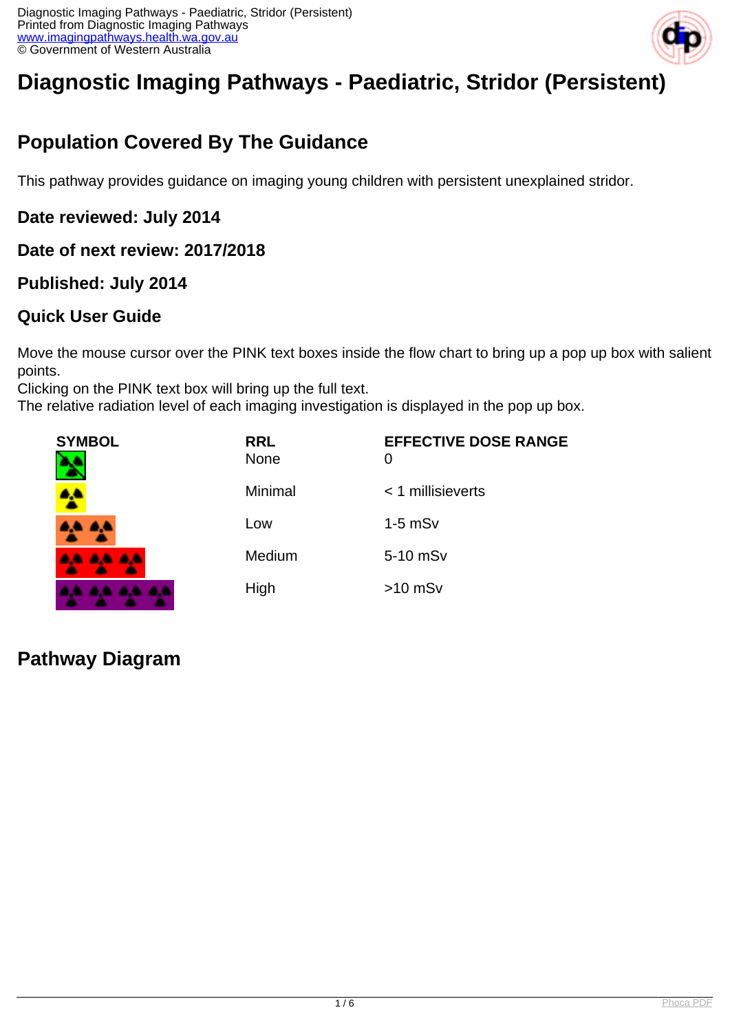# Diagnostic Imaging Pathways - Paediatric, Stridor (Persistent)

## Population Covered By The Guidance

This pathway provides guidance on imaging young children with persistent unexplained stridor.

### Date reviewed: July 2014

### Date of next review: 2017/2018

### Published: July 2014

### Quick User Guide

Move the mouse cursor over the PINK text boxes inside the flow chart to bring up a pop up box with salient points.
Clicking on the PINK text box will bring up the full text.
The relative radiation level of each imaging investigation is displayed in the pop up box.

| SYMBOL | RRL | EFFECTIVE DOSE RANGE |
|---|---|---|
| | None | 0 |
| | Minimal | < 1 millisieverts |
| | Low | 1-5 mSv |
| | Medium | 5-10 mSv |
| | High | >10 mSv |

## Pathway Diagram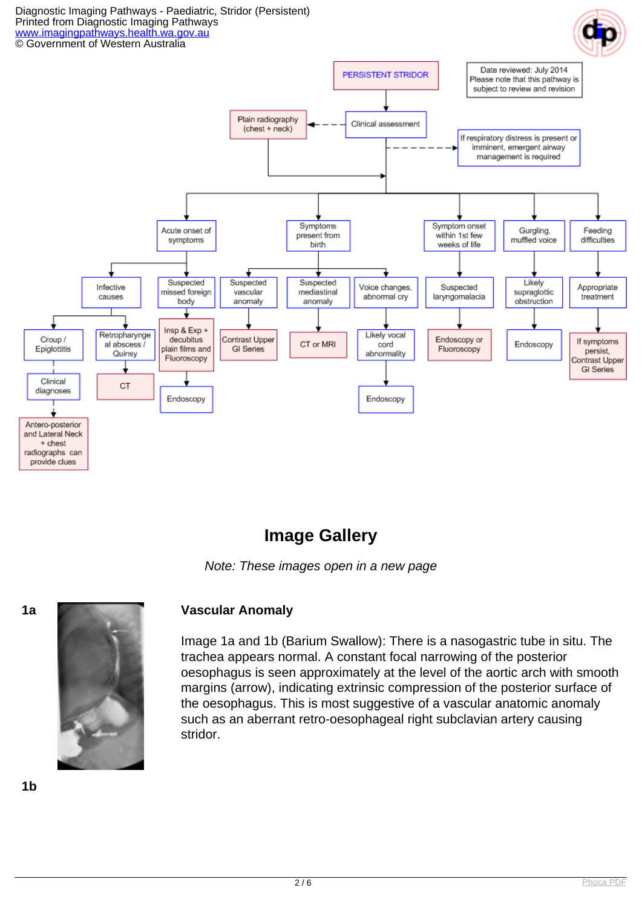PERSISTENT STRIDOR

Date reviewed: July 2014
Please note that this pathway is subject to review and revision

- Clinical assessment
  - Plain radiography (chest + neck)
  - If respiratory distress is present or imminent, emergent airway management is required
- Acute onset of symptoms
  - Infective causes
    - Croup / Epiglottitis → Clinical diagnoses → Antero-posterior and Lateral Neck + chest radiographs can provide clues
    - Retropharyngeal abscess / Quinsy → CT
  - Suspected missed foreign body → Insp & Exp + decubitus plain films and Fluoroscopy → Endoscopy
- Symptoms present from birth
  - Suspected vascular anomaly → Contrast Upper GI Series
  - Suspected mediastinal anomaly → CT or MRI
  - Voice changes, abnormal cry → Likely vocal cord abnormality → Endoscopy
- Symptom onset within 1st few weeks of life → Suspected laryngomalacia → Endoscopy or Fluoroscopy
- Gurgling, muffled voice → Likely supraglottic obstruction → Endoscopy
- Feeding difficulties → Appropriate treatment → If symptoms persist, Contrast Upper GI Series

## Image Gallery

*Note: These images open in a new page*

**1a**

### Vascular Anomaly

Image 1a and 1b (Barium Swallow): There is a nasogastric tube in situ. The trachea appears normal. A constant focal narrowing of the posterior oesophagus is seen approximately at the level of the aortic arch with smooth margins (arrow), indicating extrinsic compression of the posterior surface of the oesophagus. This is most suggestive of a vascular anatomic anomaly such as an aberrant retro-oesophageal right subclavian artery causing stridor.

**1b**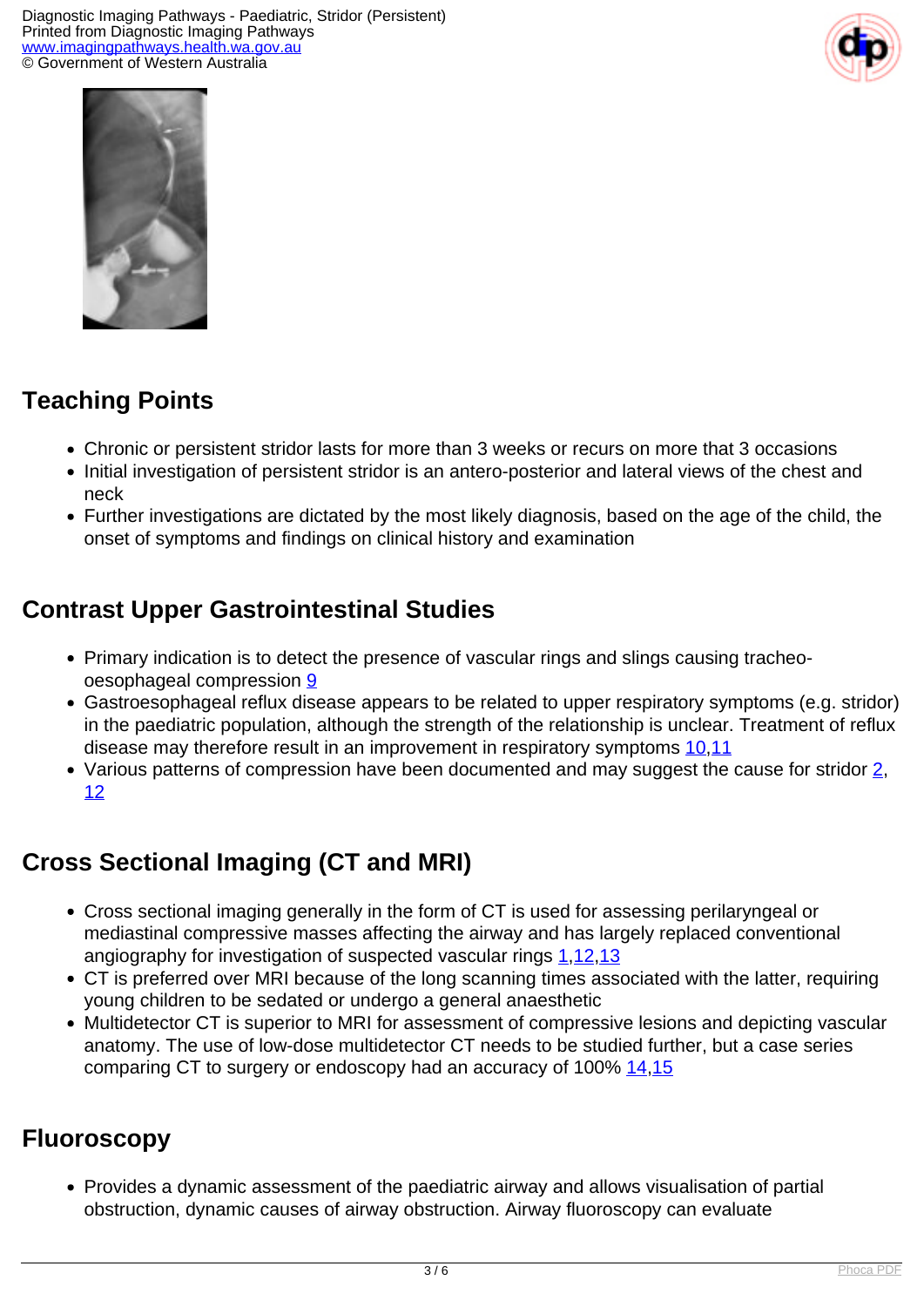## Teaching Points

- Chronic or persistent stridor lasts for more than 3 weeks or recurs on more that 3 occasions
- Initial investigation of persistent stridor is an antero-posterior and lateral views of the chest and neck
- Further investigations are dictated by the most likely diagnosis, based on the age of the child, the onset of symptoms and findings on clinical history and examination

## Contrast Upper Gastrointestinal Studies

- Primary indication is to detect the presence of vascular rings and slings causing tracheo-oesophageal compression 9
- Gastroesophageal reflux disease appears to be related to upper respiratory symptoms (e.g. stridor) in the paediatric population, although the strength of the relationship is unclear. Treatment of reflux disease may therefore result in an improvement in respiratory symptoms 10,11
- Various patterns of compression have been documented and may suggest the cause for stridor 2, 12

## Cross Sectional Imaging (CT and MRI)

- Cross sectional imaging generally in the form of CT is used for assessing perilaryngeal or mediastinal compressive masses affecting the airway and has largely replaced conventional angiography for investigation of suspected vascular rings 1,12,13
- CT is preferred over MRI because of the long scanning times associated with the latter, requiring young children to be sedated or undergo a general anaesthetic
- Multidetector CT is superior to MRI for assessment of compressive lesions and depicting vascular anatomy. The use of low-dose multidetector CT needs to be studied further, but a case series comparing CT to surgery or endoscopy had an accuracy of 100% 14,15

## Fluoroscopy

- Provides a dynamic assessment of the paediatric airway and allows visualisation of partial obstruction, dynamic causes of airway obstruction. Airway fluoroscopy can evaluate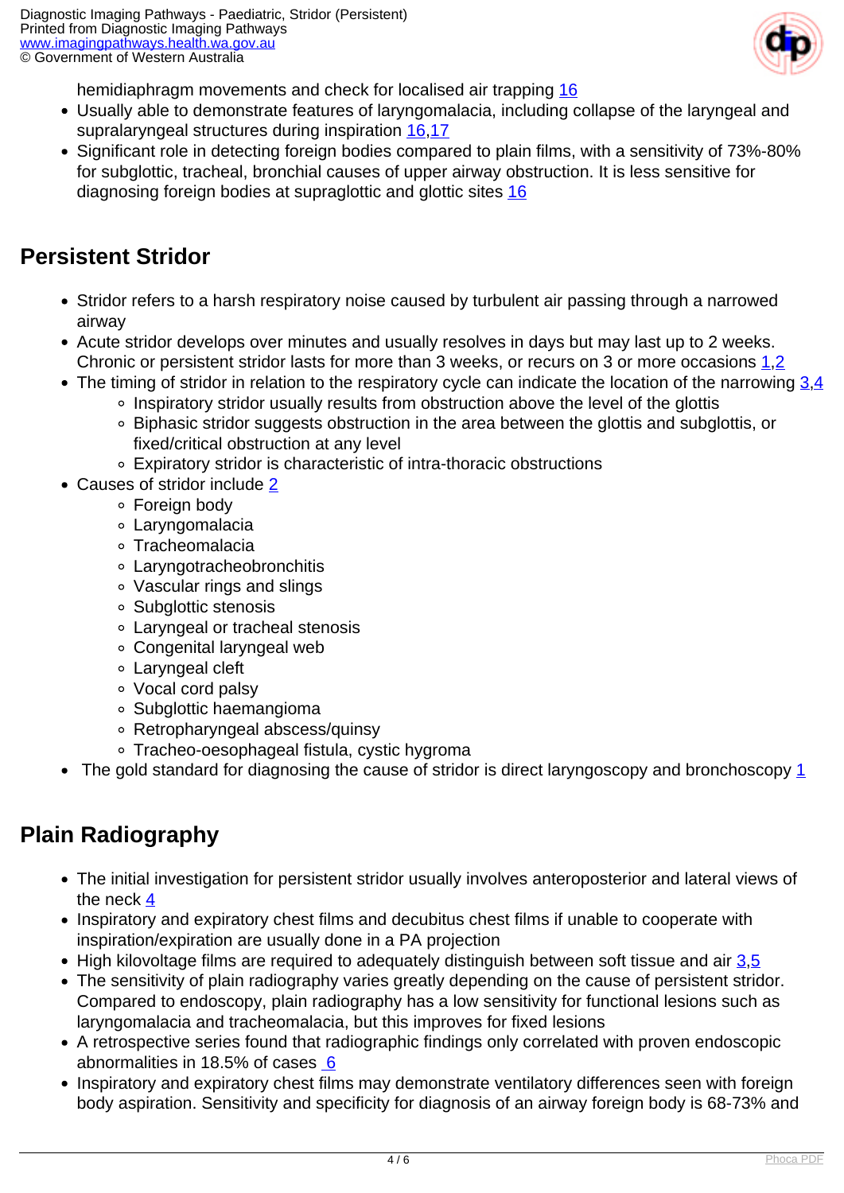hemidiaphragm movements and check for localised air trapping [16]
- Usually able to demonstrate features of laryngomalacia, including collapse of the laryngeal and supralaryngeal structures during inspiration [16,17]
- Significant role in detecting foreign bodies compared to plain films, with a sensitivity of 73%-80% for subglottic, tracheal, bronchial causes of upper airway obstruction. It is less sensitive for diagnosing foreign bodies at supraglottic and glottic sites [16]

## Persistent Stridor

- Stridor refers to a harsh respiratory noise caused by turbulent air passing through a narrowed airway
- Acute stridor develops over minutes and usually resolves in days but may last up to 2 weeks. Chronic or persistent stridor lasts for more than 3 weeks, or recurs on 3 or more occasions [1,2]
- The timing of stridor in relation to the respiratory cycle can indicate the location of the narrowing [3,4]
    - Inspiratory stridor usually results from obstruction above the level of the glottis
    - Biphasic stridor suggests obstruction in the area between the glottis and subglottis, or fixed/critical obstruction at any level
    - Expiratory stridor is characteristic of intra-thoracic obstructions
- Causes of stridor include [2]
    - Foreign body
    - Laryngomalacia
    - Tracheomalacia
    - Laryngotracheobronchitis
    - Vascular rings and slings
    - Subglottic stenosis
    - Laryngeal or tracheal stenosis
    - Congenital laryngeal web
    - Laryngeal cleft
    - Vocal cord palsy
    - Subglottic haemangioma
    - Retropharyngeal abscess/quinsy
    - Tracheo-oesophageal fistula, cystic hygroma
- The gold standard for diagnosing the cause of stridor is direct laryngoscopy and bronchoscopy [1]

## Plain Radiography

- The initial investigation for persistent stridor usually involves anteroposterior and lateral views of the neck [4]
- Inspiratory and expiratory chest films and decubitus chest films if unable to cooperate with inspiration/expiration are usually done in a PA projection
- High kilovoltage films are required to adequately distinguish between soft tissue and air [3,5]
- The sensitivity of plain radiography varies greatly depending on the cause of persistent stridor. Compared to endoscopy, plain radiography has a low sensitivity for functional lesions such as laryngomalacia and tracheomalacia, but this improves for fixed lesions
- A retrospective series found that radiographic findings only correlated with proven endoscopic abnormalities in 18.5% of cases [6]
- Inspiratory and expiratory chest films may demonstrate ventilatory differences seen with foreign body aspiration. Sensitivity and specificity for diagnosis of an airway foreign body is 68-73% and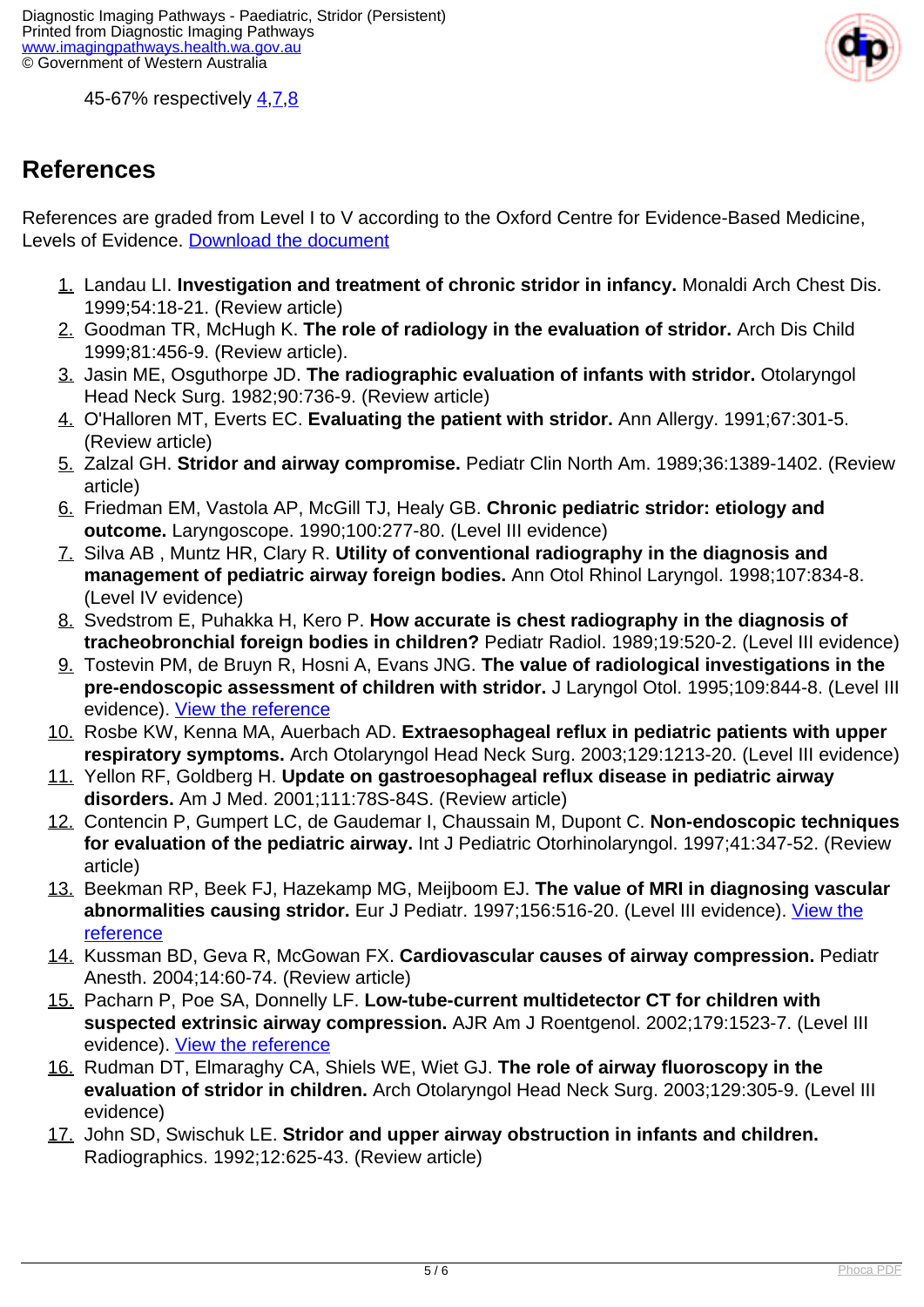45-67% respectively [4,7,8]

## References

References are graded from Level I to V according to the Oxford Centre for Evidence-Based Medicine, Levels of Evidence. Download the document

1. Landau LI. **Investigation and treatment of chronic stridor in infancy.** Monaldi Arch Chest Dis. 1999;54:18-21. (Review article)
2. Goodman TR, McHugh K. **The role of radiology in the evaluation of stridor.** Arch Dis Child 1999;81:456-9. (Review article).
3. Jasin ME, Osguthorpe JD. **The radiographic evaluation of infants with stridor.** Otolaryngol Head Neck Surg. 1982;90:736-9. (Review article)
4. O'Halloren MT, Everts EC. **Evaluating the patient with stridor.** Ann Allergy. 1991;67:301-5. (Review article)
5. Zalzal GH. **Stridor and airway compromise.** Pediatr Clin North Am. 1989;36:1389-1402. (Review article)
6. Friedman EM, Vastola AP, McGill TJ, Healy GB. **Chronic pediatric stridor: etiology and outcome.** Laryngoscope. 1990;100:277-80. (Level III evidence)
7. Silva AB , Muntz HR, Clary R. **Utility of conventional radiography in the diagnosis and management of pediatric airway foreign bodies.** Ann Otol Rhinol Laryngol. 1998;107:834-8. (Level IV evidence)
8. Svedstrom E, Puhakka H, Kero P. **How accurate is chest radiography in the diagnosis of tracheobronchial foreign bodies in children?** Pediatr Radiol. 1989;19:520-2. (Level III evidence)
9. Tostevin PM, de Bruyn R, Hosni A, Evans JNG. **The value of radiological investigations in the pre-endoscopic assessment of children with stridor.** J Laryngol Otol. 1995;109:844-8. (Level III evidence). View the reference
10. Rosbe KW, Kenna MA, Auerbach AD. **Extraesophageal reflux in pediatric patients with upper respiratory symptoms.** Arch Otolaryngol Head Neck Surg. 2003;129:1213-20. (Level III evidence)
11. Yellon RF, Goldberg H. **Update on gastroesophageal reflux disease in pediatric airway disorders.** Am J Med. 2001;111:78S-84S. (Review article)
12. Contencin P, Gumpert LC, de Gaudemar I, Chaussain M, Dupont C. **Non-endoscopic techniques for evaluation of the pediatric airway.** Int J Pediatric Otorhinolaryngol. 1997;41:347-52. (Review article)
13. Beekman RP, Beek FJ, Hazekamp MG, Meijboom EJ. **The value of MRI in diagnosing vascular abnormalities causing stridor.** Eur J Pediatr. 1997;156:516-20. (Level III evidence). View the reference
14. Kussman BD, Geva R, McGowan FX. **Cardiovascular causes of airway compression.** Pediatr Anesth. 2004;14:60-74. (Review article)
15. Pacharn P, Poe SA, Donnelly LF. **Low-tube-current multidetector CT for children with suspected extrinsic airway compression.** AJR Am J Roentgenol. 2002;179:1523-7. (Level III evidence). View the reference
16. Rudman DT, Elmaraghy CA, Shiels WE, Wiet GJ. **The role of airway fluoroscopy in the evaluation of stridor in children.** Arch Otolaryngol Head Neck Surg. 2003;129:305-9. (Level III evidence)
17. John SD, Swischuk LE. **Stridor and upper airway obstruction in infants and children.** Radiographics. 1992;12:625-43. (Review article)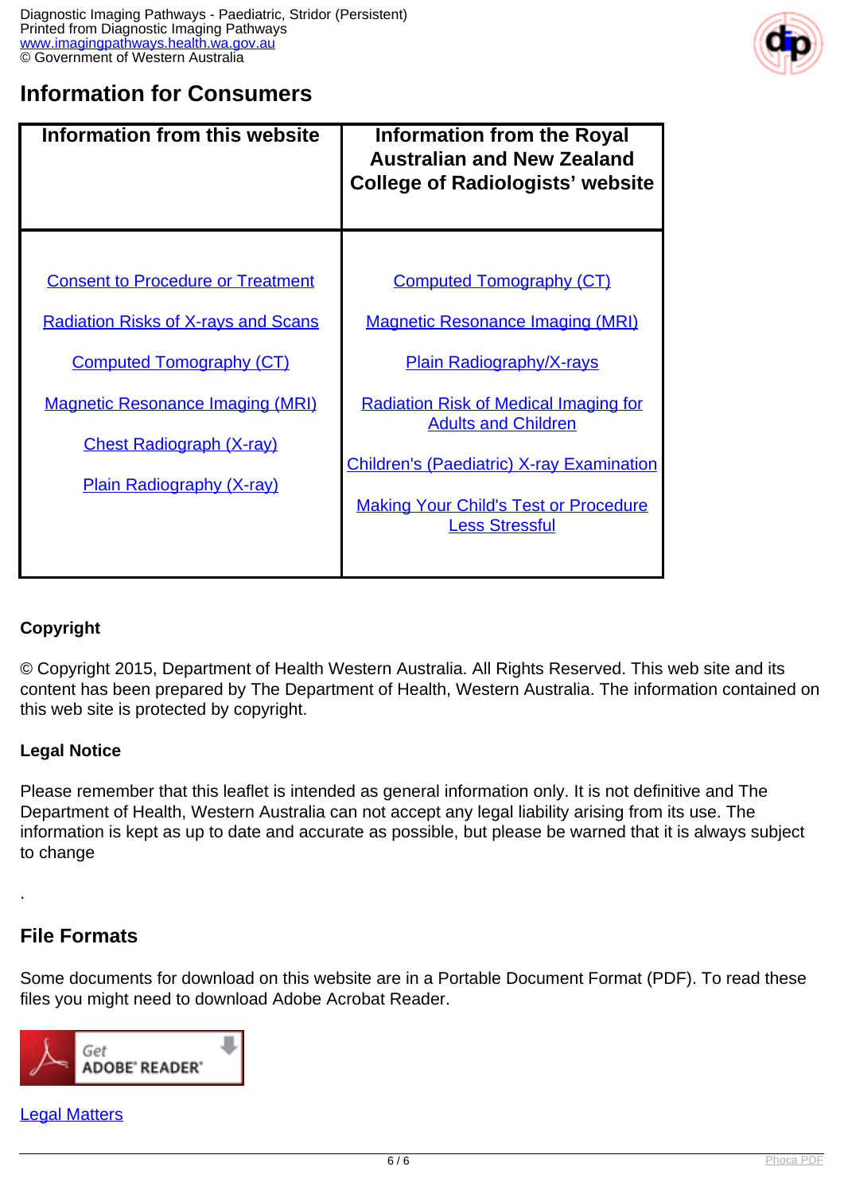## Information for Consumers

| Information from this website | Information from the Royal Australian and New Zealand College of Radiologists' website |
|---|---|
| Consent to Procedure or Treatment<br><br>Radiation Risks of X-rays and Scans<br><br>Computed Tomography (CT)<br><br>Magnetic Resonance Imaging (MRI)<br><br>Chest Radiograph (X-ray)<br><br>Plain Radiography (X-ray) | Computed Tomography (CT)<br><br>Magnetic Resonance Imaging (MRI)<br><br>Plain Radiography/X-rays<br><br>Radiation Risk of Medical Imaging for Adults and Children<br><br>Children's (Paediatric) X-ray Examination<br><br>Making Your Child's Test or Procedure Less Stressful |

**Copyright**

© Copyright 2015, Department of Health Western Australia. All Rights Reserved. This web site and its content has been prepared by The Department of Health, Western Australia. The information contained on this web site is protected by copyright.

**Legal Notice**

Please remember that this leaflet is intended as general information only. It is not definitive and The Department of Health, Western Australia can not accept any legal liability arising from its use. The information is kept as up to date and accurate as possible, but please be warned that it is always subject to change

.

### File Formats

Some documents for download on this website are in a Portable Document Format (PDF). To read these files you might need to download Adobe Acrobat Reader.

Get ADOBE® READER®

Legal Matters